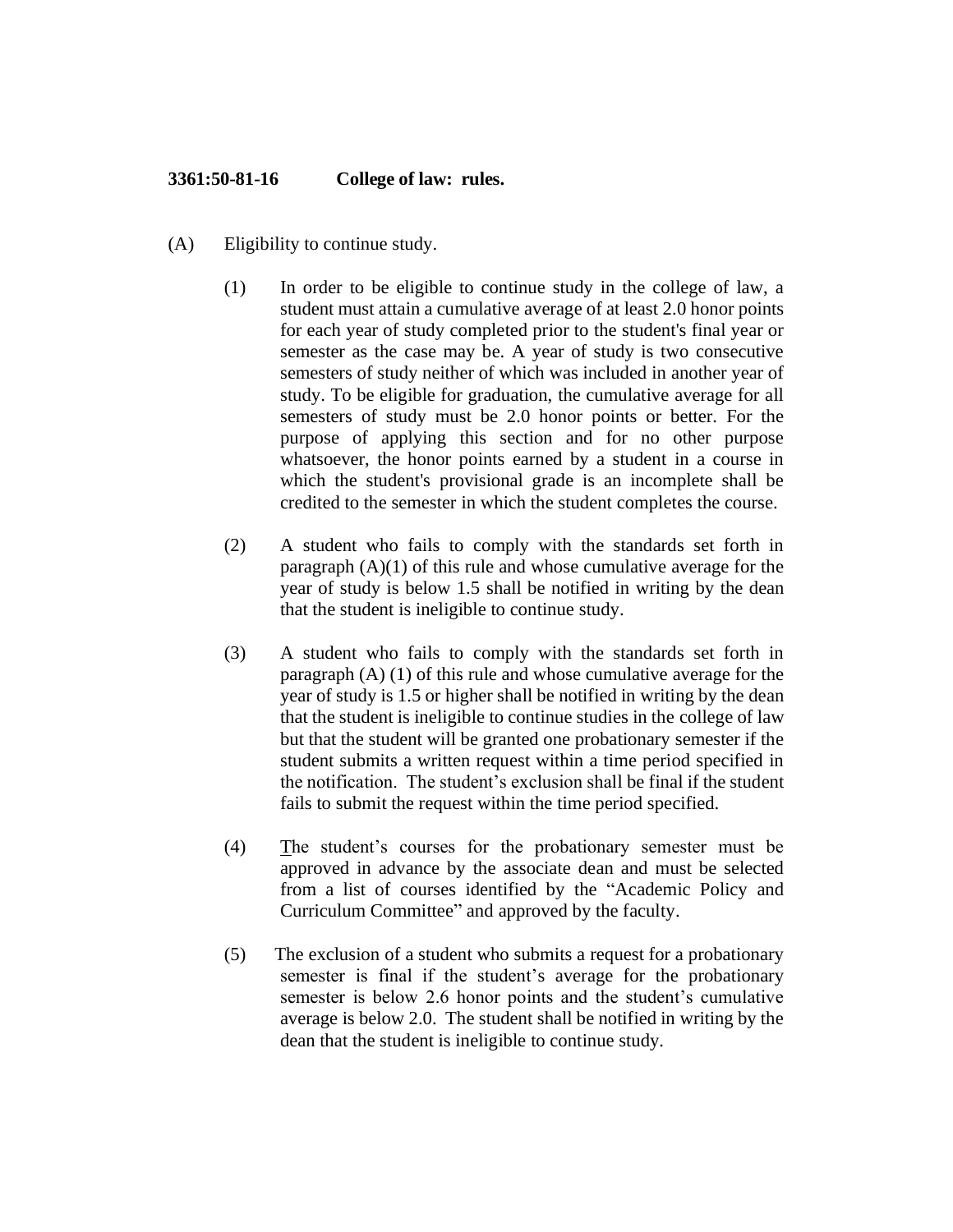**3361:50-81-16 College of law: rules.**

(A) Eligibility to continue study.

(1) In order to be eligible to continue study in the college of law, a student must attain a cumulative average of at least 2.0 honor points for each year of study completed prior to the student's final year or semester as the case may be. A year of study is two consecutive semesters of study neither of which was included in another year of study. To be eligible for graduation, the cumulative average for all semesters of study must be 2.0 honor points or better. For the purpose of applying this section and for no other purpose whatsoever, the honor points earned by a student in a course in which the student's provisional grade is an incomplete shall be credited to the semester in which the student completes the course.

(2) A student who fails to comply with the standards set forth in paragraph (A)(1) of this rule and whose cumulative average for the year of study is below 1.5 shall be notified in writing by the dean that the student is ineligible to continue study.

(3) A student who fails to comply with the standards set forth in paragraph (A) (1) of this rule and whose cumulative average for the year of study is 1.5 or higher shall be notified in writing by the dean that the student is ineligible to continue studies in the college of law but that the student will be granted one probationary semester if the student submits a written request within a time period specified in the notification. The student's exclusion shall be final if the student fails to submit the request within the time period specified.

(4) The student's courses for the probationary semester must be approved in advance by the associate dean and must be selected from a list of courses identified by the "Academic Policy and Curriculum Committee" and approved by the faculty.

(5) The exclusion of a student who submits a request for a probationary semester is final if the student's average for the probationary semester is below 2.6 honor points and the student's cumulative average is below 2.0. The student shall be notified in writing by the dean that the student is ineligible to continue study.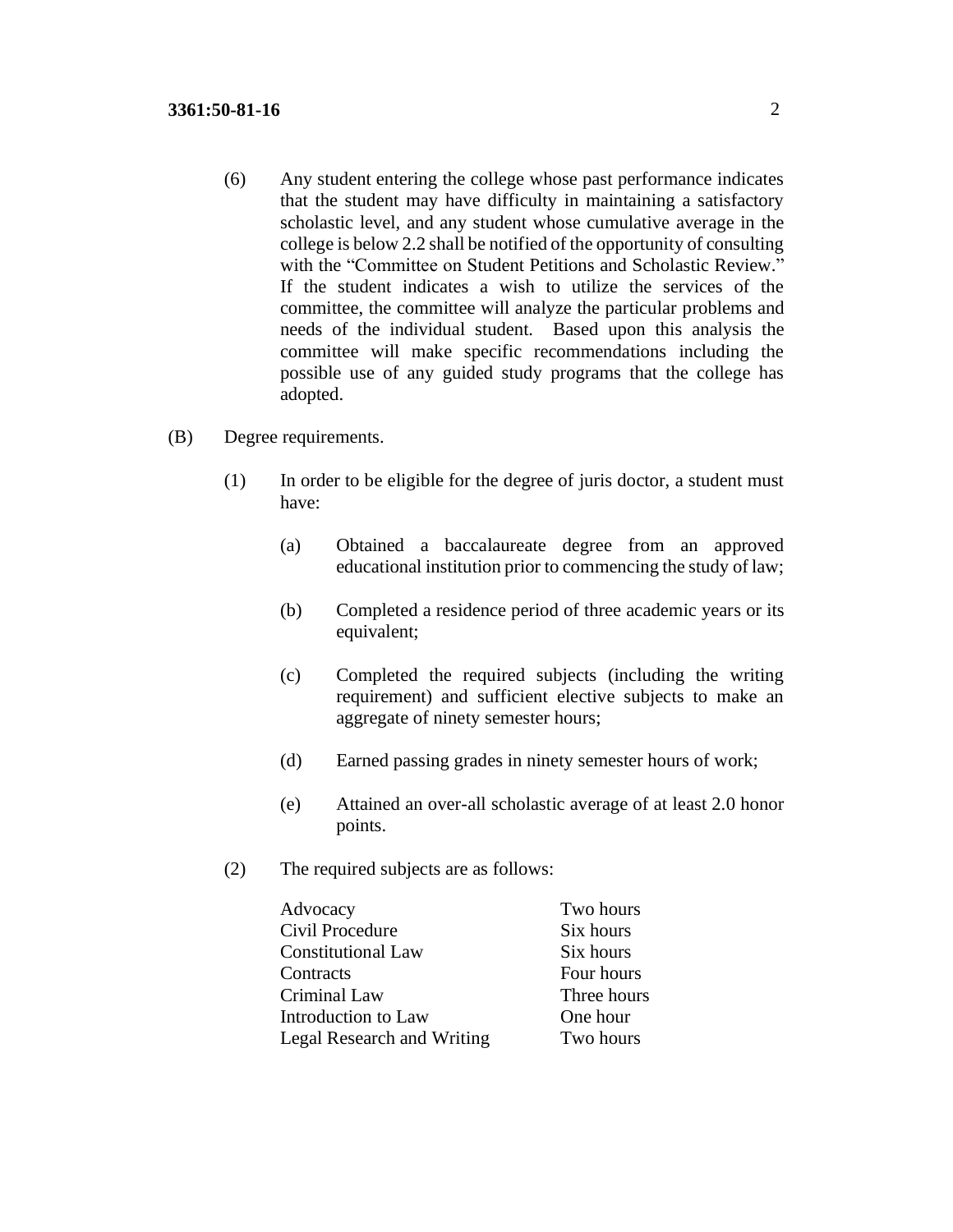(6) Any student entering the college whose past performance indicates that the student may have difficulty in maintaining a satisfactory scholastic level, and any student whose cumulative average in the college is below 2.2 shall be notified of the opportunity of consulting with the "Committee on Student Petitions and Scholastic Review." If the student indicates a wish to utilize the services of the committee, the committee will analyze the particular problems and needs of the individual student. Based upon this analysis the committee will make specific recommendations including the possible use of any guided study programs that the college has adopted.

(B) Degree requirements.

(1) In order to be eligible for the degree of juris doctor, a student must have:

(a) Obtained a baccalaureate degree from an approved educational institution prior to commencing the study of law;

(b) Completed a residence period of three academic years or its equivalent;

(c) Completed the required subjects (including the writing requirement) and sufficient elective subjects to make an aggregate of ninety semester hours;

(d) Earned passing grades in ninety semester hours of work;

(e) Attained an over-all scholastic average of at least 2.0 honor points.

(2) The required subjects are as follows:

| Subject | Hours |
|---|---|
| Advocacy | Two hours |
| Civil Procedure | Six hours |
| Constitutional Law | Six hours |
| Contracts | Four hours |
| Criminal Law | Three hours |
| Introduction to Law | One hour |
| Legal Research and Writing | Two hours |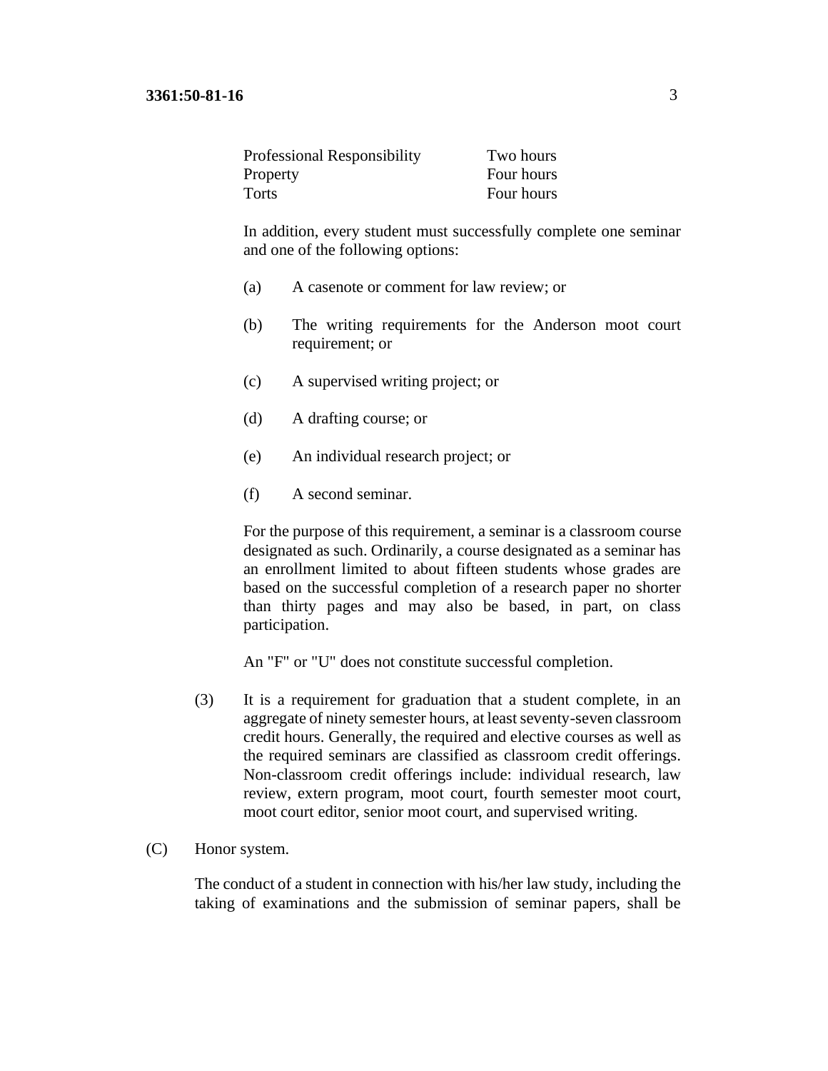| | |
|---|---|
| Professional Responsibility | Two hours |
| Property | Four hours |
| Torts | Four hours |

In addition, every student must successfully complete one seminar and one of the following options:

(a) A casenote or comment for law review; or

(b) The writing requirements for the Anderson moot court requirement; or

(c) A supervised writing project; or

(d) A drafting course; or

(e) An individual research project; or

(f) A second seminar.

For the purpose of this requirement, a seminar is a classroom course designated as such. Ordinarily, a course designated as a seminar has an enrollment limited to about fifteen students whose grades are based on the successful completion of a research paper no shorter than thirty pages and may also be based, in part, on class participation.

An "F" or "U" does not constitute successful completion.

(3) It is a requirement for graduation that a student complete, in an aggregate of ninety semester hours, at least seventy-seven classroom credit hours. Generally, the required and elective courses as well as the required seminars are classified as classroom credit offerings. Non-classroom credit offerings include: individual research, law review, extern program, moot court, fourth semester moot court, moot court editor, senior moot court, and supervised writing.

(C) Honor system.

The conduct of a student in connection with his/her law study, including the taking of examinations and the submission of seminar papers, shall be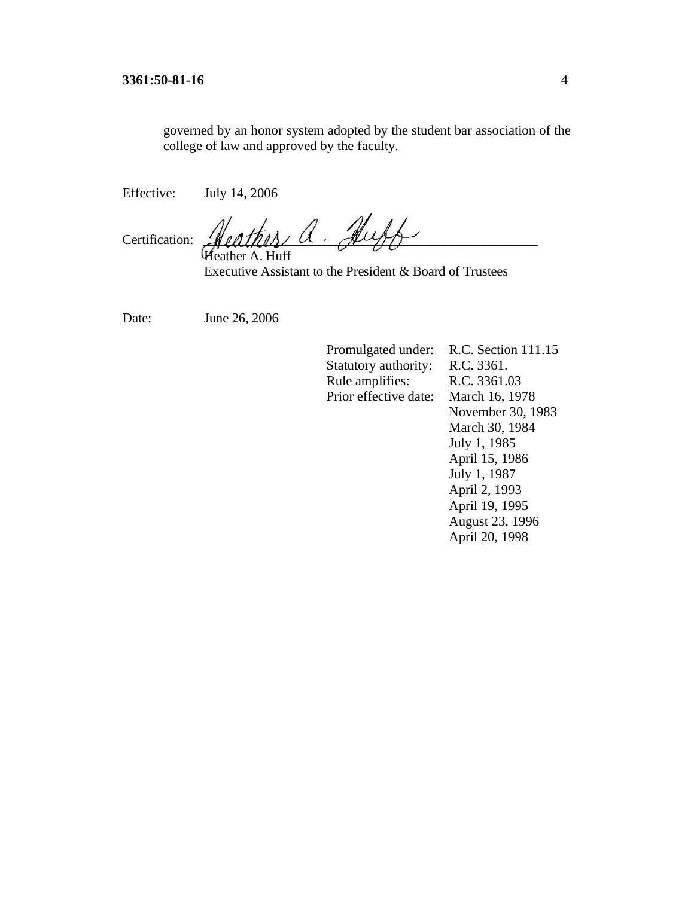governed by an honor system adopted by the student bar association of the college of law and approved by the faculty.

Effective: July 14, 2006

Certification: Heather A. Huff

Heather A. Huff
Executive Assistant to the President & Board of Trustees

Date: June 26, 2006

| | |
|---|---|
| Promulgated under: | R.C. Section 111.15 |
| Statutory authority: | R.C. 3361. |
| Rule amplifies: | R.C. 3361.03 |
| Prior effective date: | March 16, 1978 |
| | November 30, 1983 |
| | March 30, 1984 |
| | July 1, 1985 |
| | April 15, 1986 |
| | July 1, 1987 |
| | April 2, 1993 |
| | April 19, 1995 |
| | August 23, 1996 |
| | April 20, 1998 |